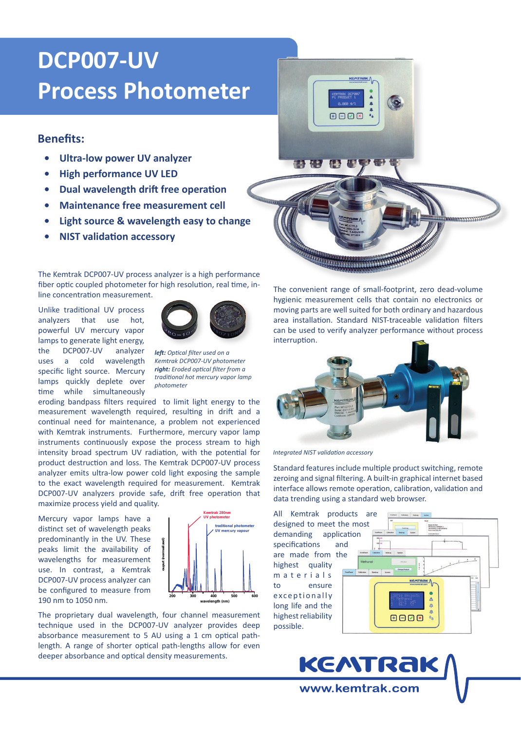# DCP007-UV Process Photometer

## Benefits:

- **Ultra-low power UV analyzer**
- **High performance UV LED**
- **Dual wavelength drift free operation**
- **Maintenance free measurement cell**
- **Light source & wavelength easy to change**
- **NIST validation accessory**

The Kemtrak DCP007-UV process analyzer is a high performance fiber optic coupled photometer for high resolution, real time, in-line concentration measurement.

Unlike traditional UV process analyzers that use hot, powerful UV mercury vapor lamps to generate light energy, the DCP007-UV analyzer uses a cold wavelength specific light source. Mercury lamps quickly deplete over time while simultaneously eroding bandpass filters required to limit light energy to the measurement wavelength required, resulting in drift and a continual need for maintenance, a problem not experienced with Kemtrak instruments. Furthermore, mercury vapor lamp instruments continuously expose the process stream to high intensity broad spectrum UV radiation, with the potential for product destruction and loss. The Kemtrak DCP007-UV process analyzer emits ultra-low power cold light exposing the sample to the exact wavelength required for measurement. Kemtrak DCP007-UV analyzers provide safe, drift free operation that maximize process yield and quality.

***left:** Optical filter used on a Kemtrak DCP007-UV photometer* ***right:** Eroded optical filter from a traditional hot mercury vapor lamp photometer*

Mercury vapor lamps have a distinct set of wavelength peaks predominantly in the UV. These peaks limit the availability of wavelengths for measurement use. In contrast, a Kemtrak DCP007-UV process analyzer can be configured to measure from 190 nm to 1050 nm.

The proprietary dual wavelength, four channel measurement technique used in the DCP007-UV analyzer provides deep absorbance measurement to 5 AU using a 1 cm optical path-length. A range of shorter optical path-lengths allow for even deeper absorbance and optical density measurements.

The convenient range of small-footprint, zero dead-volume hygienic measurement cells that contain no electronics or moving parts are well suited for both ordinary and hazardous area installation. Standard NIST-traceable validation filters can be used to verify analyzer performance without process interruption.

*Integrated NIST validation accessory*

Standard features include multiple product switching, remote zeroing and signal filtering. A built-in graphical internet based interface allows remote operation, calibration, validation and data trending using a standard web browser.

All Kemtrak products are designed to meet the most demanding application specifications and are made from the highest quality materials to ensure exceptionally long life and the highest reliability possible.

KEMTRAK
www.kemtrak.com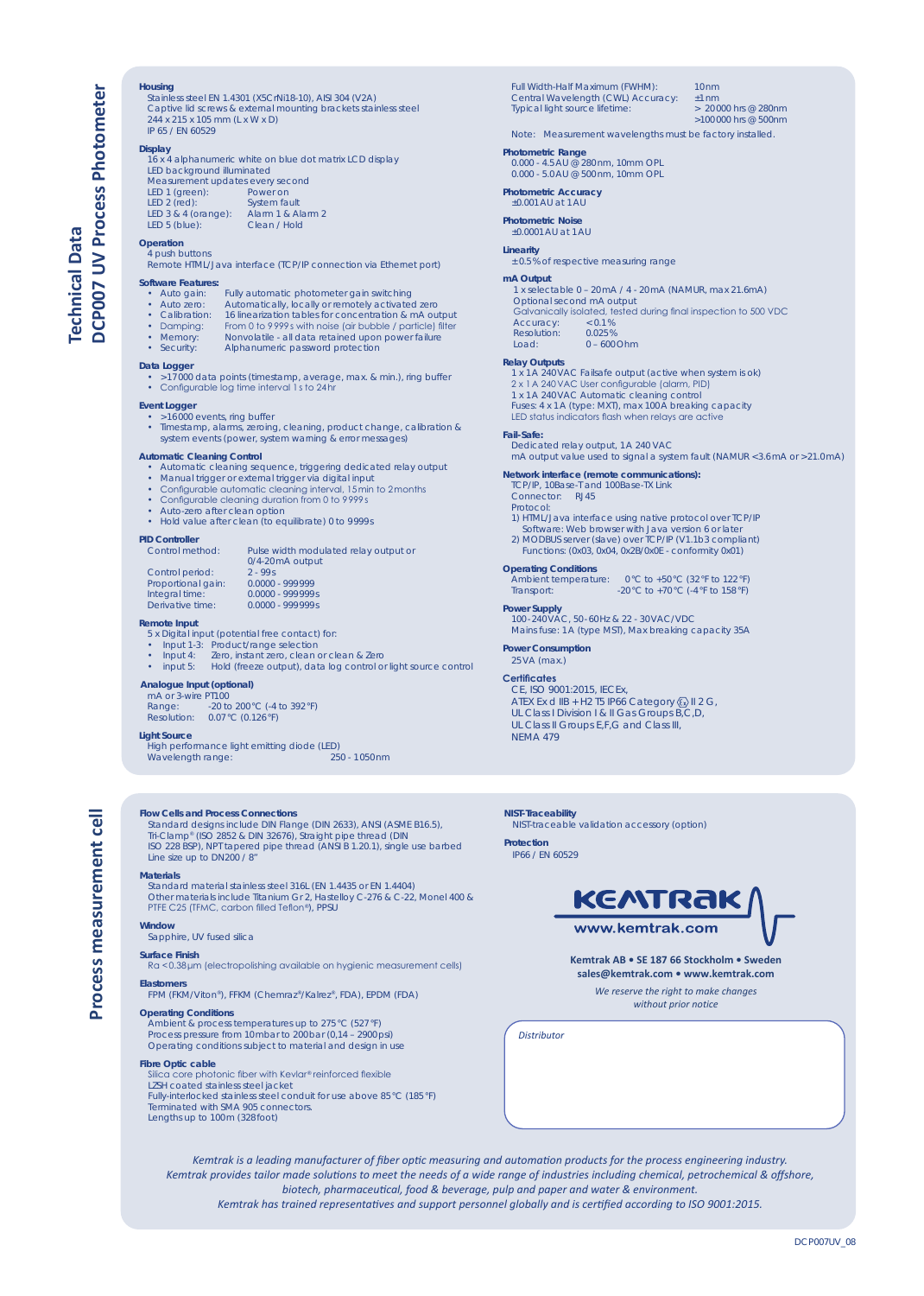# Technical Data DCP007 UV Process Photometer

### Housing
Stainless steel EN 1.4301 (X5CrNi18-10), AISI 304 (V2A)
Captive lid screws & external mounting brackets stainless steel
244 x 215 x 105 mm (L x W x D)
IP 65 / EN 60529

### Display
16 x 4 alphanumeric white on blue dot matrix LCD display
LED background illuminated
Measurement updates every second

| | |
|---|---|
| LED 1 (green): | Power on |
| LED 2 (red): | System fault |
| LED 3 & 4 (orange): | Alarm 1 & Alarm 2 |
| LED 5 (blue): | Clean / Hold |

### Operation
4 push buttons
Remote HTML/Java interface (TCP/IP connection via Ethernet port)

### Software Features:
- Auto gain: Fully automatic photometer gain switching
- Auto zero: Automatically, locally or remotely activated zero
- Calibration: 16 linearization tables for concentration & mA output
- Damping: From 0 to 9 999 s with noise (air bubble / particle) filter
- Memory: Nonvolatile - all data retained upon power failure
- Security: Alphanumeric password protection

### Data Logger
- >17000 data points (timestamp, average, max. & min.), ring buffer
- Configurable log time interval 1 s to 24 hr

### Event Logger
- >16000 events, ring buffer
- Timestamp, alarms, zeroing, cleaning, product change, calibration & system events (power, system warning & error messages)

### Automatic Cleaning Control
- Automatic cleaning sequence, triggering dedicated relay output
- Manual trigger or external trigger via digital input
- Configurable automatic cleaning interval, 15 min to 2 months
- Configurable cleaning duration from 0 to 9 999 s
- Auto-zero after clean option
- Hold value after clean (to equilibrate) 0 to 9999 s

### PID Controller

| | |
|---|---|
| Control method: | Pulse width modulated relay output or 0/4-20mA output |
| Control period: | 2 - 99 s |
| Proportional gain: | 0.0000 - 999999 |
| Integral time: | 0.0000 - 999999 s |
| Derivative time: | 0.0000 - 999999 s |

### Remote Input
5 x Digital input (potential free contact) for:
- Input 1-3: Product/range selection
- Input 4: Zero, instant zero, clean or clean & Zero
- input 5: Hold (freeze output), data log control or light source control

### Analogue Input (optional)
mA or 3-wire PT100
Range: -20 to 200 °C (-4 to 392 °F)
Resolution: 0.07 °C (0.126 °F)

### Light Source
High performance light emitting diode (LED)
Wavelength range: 250 - 1050 nm

| | |
|---|---|
| Full Width-Half Maximum (FWHM): | 10 nm |
| Central Wavelength (CWL) Accuracy: | ±1 nm |
| Typical light source lifetime: | > 20000 hrs @ 280 nm<br>>100 000 hrs @ 500 nm |

Note: Measurement wavelengths must be factory installed.

### Photometric Range
0.000 - 4.5 AU @ 280 nm, 10 mm OPL
0.000 - 5.0 AU @ 500 nm, 10 mm OPL

### Photometric Accuracy
±0.001 AU at 1 AU

### Photometric Noise
±0.0001 AU at 1 AU

### Linearity
±0.5 % of respective measuring range

### mA Output
1 x selectable 0 – 20 mA / 4 - 20 mA (NAMUR, max 21.6 mA)
Optional second mA output
Galvanically isolated, tested during final inspection to 500 VDC
Accuracy: <0.1 %
Resolution: 0.025 %
Load: 0 – 600 Ohm

### Relay Outputs
1 x 1A 240 VAC Failsafe output (active when system is ok)
2 x 1 A 240 VAC User configurable (alarm, PID)
1 x 1A 240 VAC Automatic cleaning control
Fuses: 4 x 1A (type: MXT), max 100 A breaking capacity
LED status indicators flash when relays are active

### Fail-Safe:
Dedicated relay output, 1A 240 VAC
mA output value used to signal a system fault (NAMUR <3.6 mA or >21.0 mA)

### Network interface (remote communications):
TCP/IP, 10Base-T and 100Base-TX Link
Connector: RJ45
Protocol:
1) HTML/Java interface using native protocol over TCP/IP
   Software: Web browser with Java version 6 or later
2) MODBUS server (slave) over TCP/IP (V1.1b3 compliant)
   Functions: (0x03, 0x04, 0x2B/0x0E - conformity 0x01)

### Operating Conditions
Ambient temperature: 0 °C to +50 °C (32 °F to 122 °F)
Transport: -20 °C to +70 °C (-4 °F to 158 °F)

### Power Supply
100 - 240 VAC, 50 - 60 Hz & 22 - 30 VAC/VDC
Mains fuse: 1A (type MST), Max breaking capacity 35A

### Power Consumption
25 VA (max.)

### Certificates
CE, ISO 9001:2015, IECEx,
ATEX Ex d IIB + H2 T5 IP66 Category Ⓔx II 2 G,
UL Class I Division I & II Gas Groups B,C,D,
UL Class II Groups E,F,G and Class III,
NEMA 4?9

# Process measurement cell

### Flow Cells and Process Connections
Standard designs include DIN Flange (DIN 2633), ANSI (ASME B16.5), Tri-Clamp® (ISO 2852 & DIN 32676), Straight pipe thread (DIN ISO 228 BSP), NPT tapered pipe thread (ANSI B 1.20.1), single use barbed
Line size up to DN200 / 8"

### Materials
Standard material stainless steel 316L (EN 1.4435 or EN 1.4404)
Other materials include Titanium Gr 2, Hastelloy C-276 & C-22, Monel 400 & PTFE C25 (TFMC, carbon filled Teflon®), PPSU

### Window
Sapphire, UV fused silica

### Surface Finish
Ra <0.38 µm (electropolishing available on hygienic measurement cells)

### Elastomers
FPM (FKM/Viton®), FFKM (Chemraz®/Kalrez®, FDA), EPDM (FDA)

### Operating Conditions
Ambient & process temperatures up to 275 °C (527 °F)
Process pressure from 10 mbar to 200 bar (0,14 – 2900 psi)
Operating conditions subject to material and design in use

### Fibre Optic cable
Silica core photonic fiber with Kevlar® reinforced flexible
LZSH coated stainless steel jacket
Fully-interlocked stainless steel conduit for use above 85 °C (185 °F)
Terminated with SMA 905 connectors.
Lengths up to 100 m (328 foot)

### NIST-Traceability
NIST-traceable validation accessory (option)

### Protection
IP66 / EN 60529

**KEMTRAK**
**www.kemtrak.com**

**Kemtrak AB • SE 187 66 Stockholm • Sweden**
**sales@kemtrak.com • www.kemtrak.com**

*We reserve the right to make changes without prior notice*

*Distributor*

*Kemtrak is a leading manufacturer of fiber optic measuring and automation products for the process engineering industry. Kemtrak provides tailor made solutions to meet the needs of a wide range of industries including chemical, petrochemical & offshore, biotech, pharmaceutical, food & beverage, pulp and paper and water & environment. Kemtrak has trained representatives and support personnel globally and is certified according to ISO 9001:2015.*

DCP007UV_08